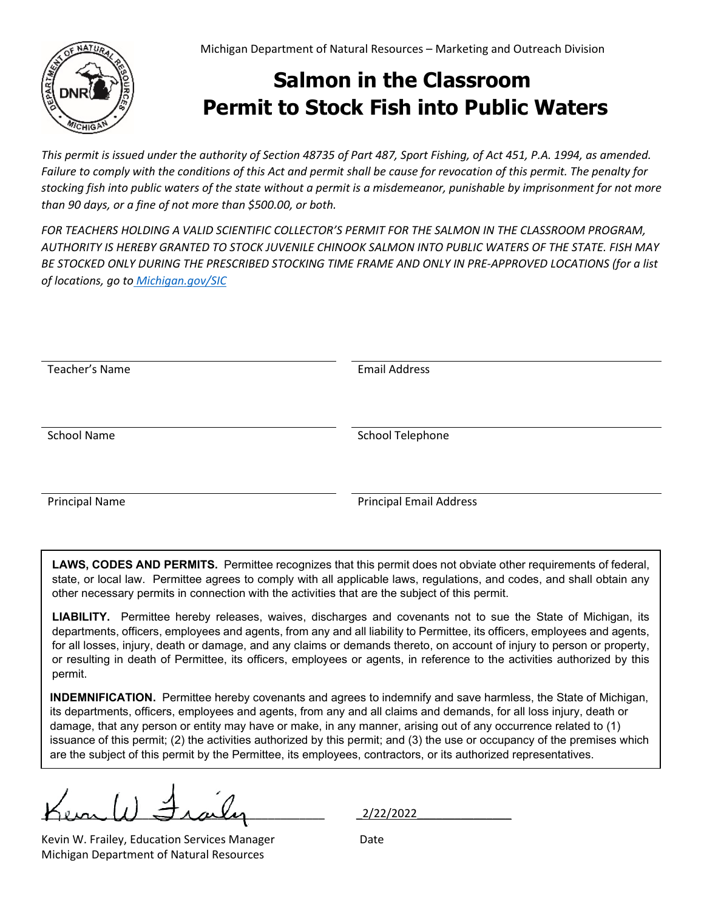Michigan Department of Natural Resources – Marketing and Outreach Division

# Salmon in the Classroom
# Permit to Stock Fish into Public Waters

*This permit is issued under the authority of Section 48735 of Part 487, Sport Fishing, of Act 451, P.A. 1994, as amended. Failure to comply with the conditions of this Act and permit shall be cause for revocation of this permit. The penalty for stocking fish into public waters of the state without a permit is a misdemeanor, punishable by imprisonment for not more than 90 days, or a fine of not more than $500.00, or both.*

*FOR TEACHERS HOLDING A VALID SCIENTIFIC COLLECTOR'S PERMIT FOR THE SALMON IN THE CLASSROOM PROGRAM, AUTHORITY IS HEREBY GRANTED TO STOCK JUVENILE CHINOOK SALMON INTO PUBLIC WATERS OF THE STATE. FISH MAY BE STOCKED ONLY DURING THE PRESCRIBED STOCKING TIME FRAME AND ONLY IN PRE-APPROVED LOCATIONS (for a list of locations, go to Michigan.gov/SIC*

| | |
|---|---|
| Teacher's Name | Email Address |
| School Name | School Telephone |
| Principal Name | Principal Email Address |

**LAWS, CODES AND PERMITS.** Permittee recognizes that this permit does not obviate other requirements of federal, state, or local law. Permittee agrees to comply with all applicable laws, regulations, and codes, and shall obtain any other necessary permits in connection with the activities that are the subject of this permit.

**LIABILITY.** Permittee hereby releases, waives, discharges and covenants not to sue the State of Michigan, its departments, officers, employees and agents, from any and all liability to Permittee, its officers, employees and agents, for all losses, injury, death or damage, and any claims or demands thereto, on account of injury to person or property, or resulting in death of Permittee, its officers, employees or agents, in reference to the activities authorized by this permit.

**INDEMNIFICATION.** Permittee hereby covenants and agrees to indemnify and save harmless, the State of Michigan, its departments, officers, employees and agents, from any and all claims and demands, for all loss injury, death or damage, that any person or entity may have or make, in any manner, arising out of any occurrence related to (1) issuance of this permit; (2) the activities authorized by this permit; and (3) the use or occupancy of the premises which are the subject of this permit by the Permittee, its employees, contractors, or its authorized representatives.

Kevin W. Frailey (signature)

Kevin W. Frailey, Education Services Manager
Michigan Department of Natural Resources

2/22/2022

Date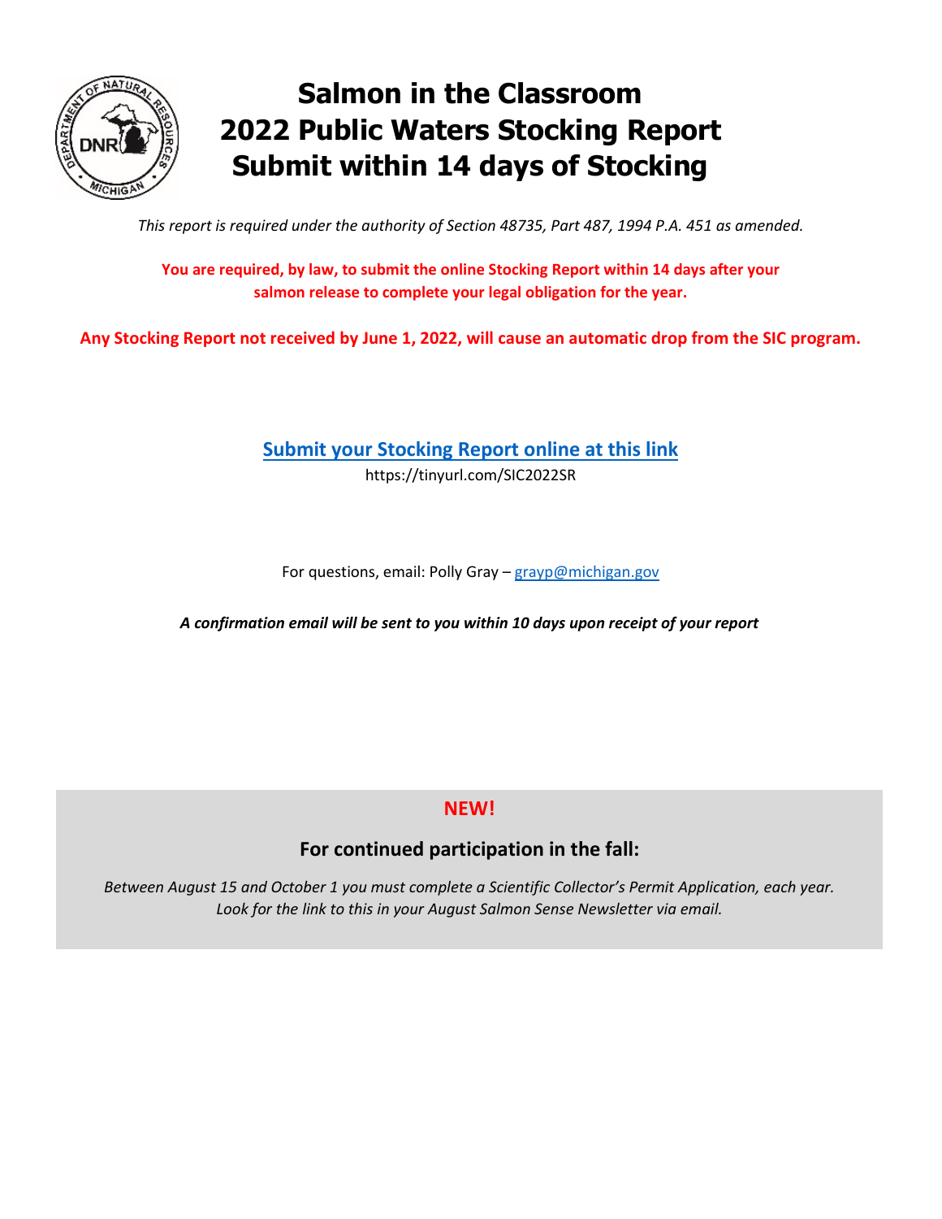# Salmon in the Classroom
# 2022 Public Waters Stocking Report
# Submit within 14 days of Stocking

*This report is required under the authority of Section 48735, Part 487, 1994 P.A. 451 as amended.*

**You are required, by law, to submit the online Stocking Report within 14 days after your salmon release to complete your legal obligation for the year.**

**Any Stocking Report not received by June 1, 2022, will cause an automatic drop from the SIC program.**

**Submit your Stocking Report online at this link**

https://tinyurl.com/SIC2022SR

For questions, email: Polly Gray – grayp@michigan.gov

***A confirmation email will be sent to you within 10 days upon receipt of your report***

**NEW!**

**For continued participation in the fall:**

*Between August 15 and October 1 you must complete a Scientific Collector's Permit Application, each year. Look for the link to this in your August Salmon Sense Newsletter via email.*